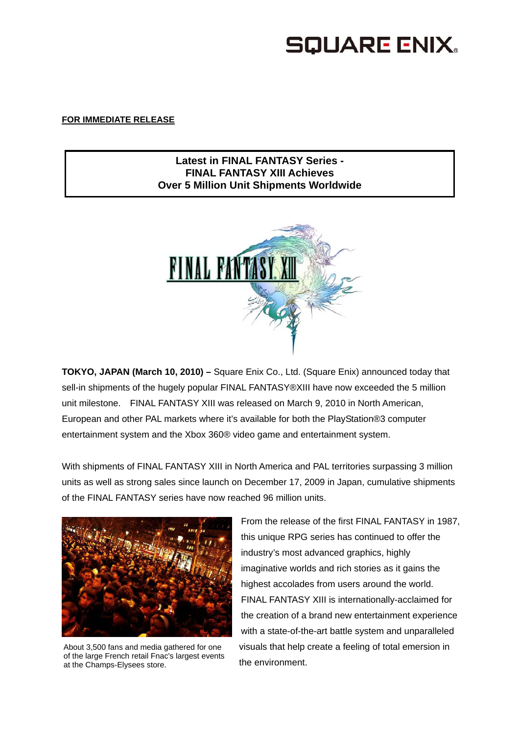**FOR IMMEDIATE RELEASE**

# Latest in FINAL FANTASY Series - FINAL FANTASY XIII Achieves Over 5 Million Unit Shipments Worldwide

**TOKYO, JAPAN (March 10, 2010) –** Square Enix Co., Ltd. (Square Enix) announced today that sell-in shipments of the hugely popular FINAL FANTASY®XIII have now exceeded the 5 million unit milestone. FINAL FANTASY XIII was released on March 9, 2010 in North American, European and other PAL markets where it's available for both the PlayStation®3 computer entertainment system and the Xbox 360® video game and entertainment system.

With shipments of FINAL FANTASY XIII in North America and PAL territories surpassing 3 million units as well as strong sales since launch on December 17, 2009 in Japan, cumulative shipments of the FINAL FANTASY series have now reached 96 million units.

About 3,500 fans and media gathered for one of the large French retail Fnac's largest events at the Champs-Elysees store.

From the release of the first FINAL FANTASY in 1987, this unique RPG series has continued to offer the industry's most advanced graphics, highly imaginative worlds and rich stories as it gains the highest accolades from users around the world. FINAL FANTASY XIII is internationally-acclaimed for the creation of a brand new entertainment experience with a state-of-the-art battle system and unparalleled visuals that help create a feeling of total emersion in the environment.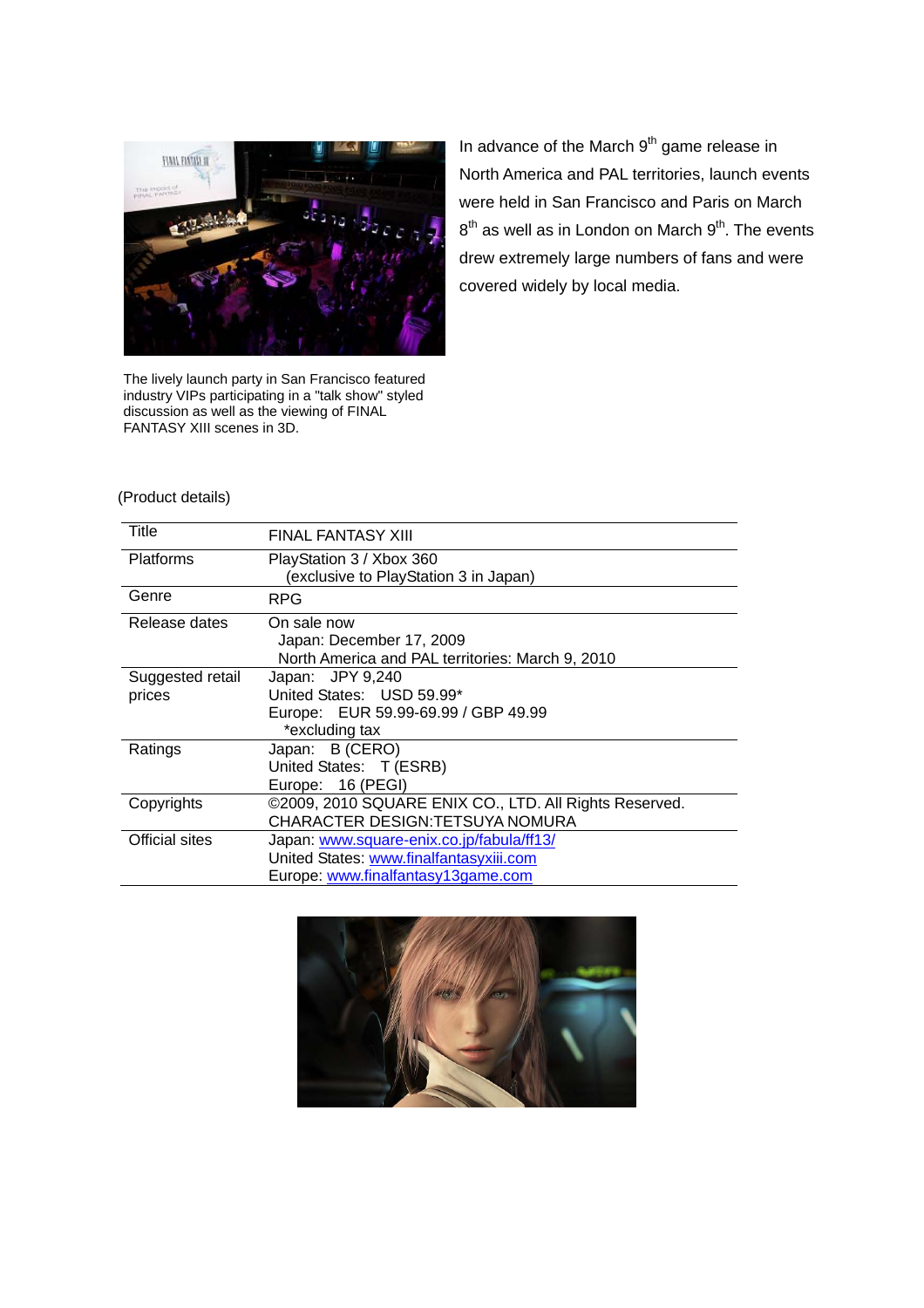In advance of the March 9th game release in North America and PAL territories, launch events were held in San Francisco and Paris on March 8th as well as in London on March 9th. The events drew extremely large numbers of fans and were covered widely by local media.

The lively launch party in San Francisco featured industry VIPs participating in a "talk show" styled discussion as well as the viewing of FINAL FANTASY XIII scenes in 3D.

(Product details)

| Title | FINAL FANTASY XIII |
|---|---|
| Platforms | PlayStation 3 / Xbox 360<br>(exclusive to PlayStation 3 in Japan) |
| Genre | RPG |
| Release dates | On sale now<br>Japan: December 17, 2009<br>North America and PAL territories: March 9, 2010 |
| Suggested retail prices | Japan: JPY 9,240<br>United States: USD 59.99*<br>Europe: EUR 59.99-69.99 / GBP 49.99<br>*excluding tax |
| Ratings | Japan: B (CERO)<br>United States: T (ESRB)<br>Europe: 16 (PEGI) |
| Copyrights | ©2009, 2010 SQUARE ENIX CO., LTD. All Rights Reserved.<br>CHARACTER DESIGN:TETSUYA NOMURA |
| Official sites | Japan: [www.square-enix.co.jp/fabula/ff13/](http://www.square-enix.co.jp/fabula/ff13/)<br>United States: [www.finalfantasyxiii.com](http://www.finalfantasyxiii.com)<br>Europe: [www.finalfantasy13game.com](http://www.finalfantasy13game.com) |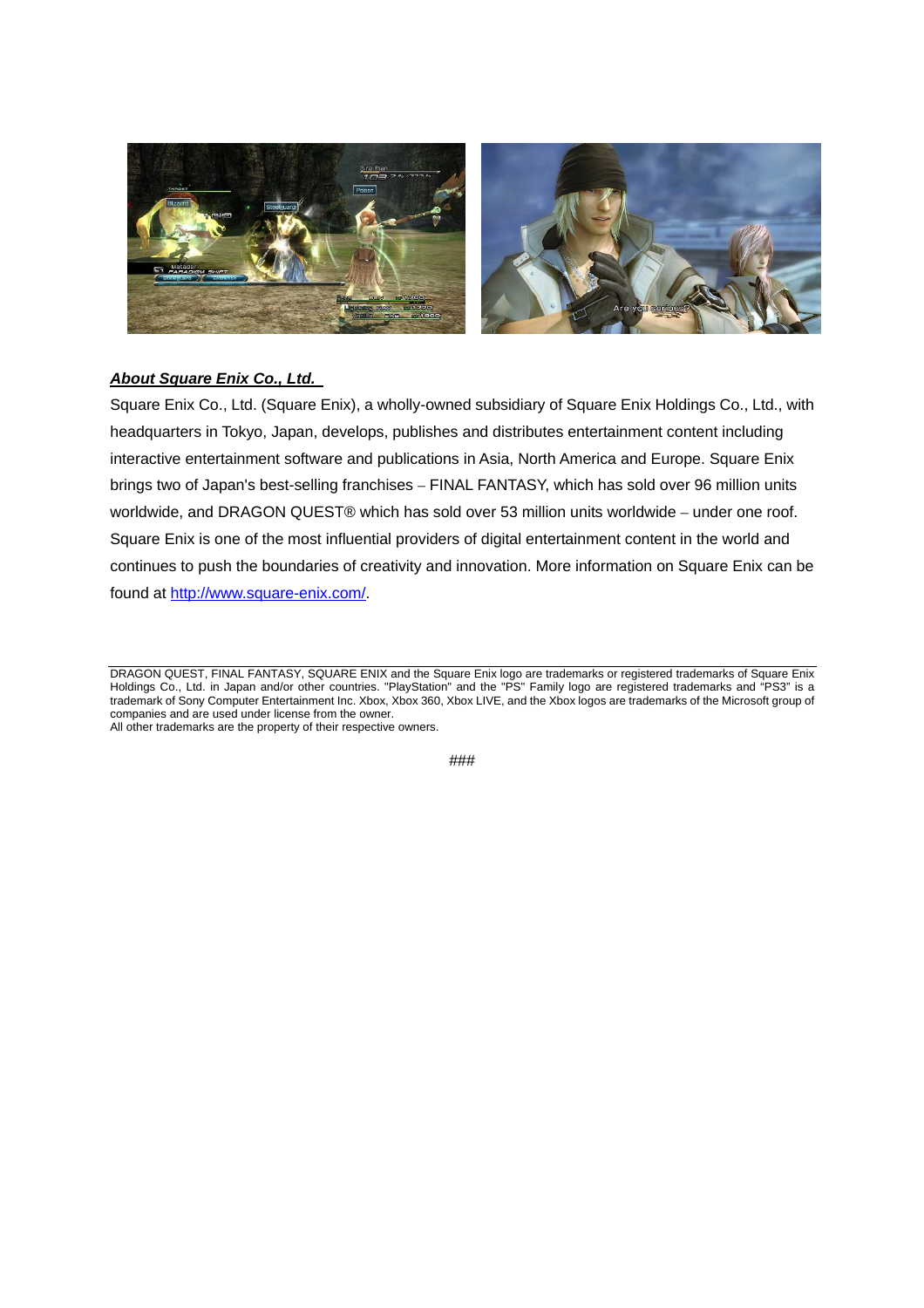***About Square Enix Co., Ltd.***

Square Enix Co., Ltd. (Square Enix), a wholly-owned subsidiary of Square Enix Holdings Co., Ltd., with headquarters in Tokyo, Japan, develops, publishes and distributes entertainment content including interactive entertainment software and publications in Asia, North America and Europe. Square Enix brings two of Japan's best-selling franchises – FINAL FANTASY, which has sold over 96 million units worldwide, and DRAGON QUEST® which has sold over 53 million units worldwide – under one roof. Square Enix is one of the most influential providers of digital entertainment content in the world and continues to push the boundaries of creativity and innovation. More information on Square Enix can be found at [http://www.square-enix.com/](http://www.square-enix.com/).

---

DRAGON QUEST, FINAL FANTASY, SQUARE ENIX and the Square Enix logo are trademarks or registered trademarks of Square Enix Holdings Co., Ltd. in Japan and/or other countries. "PlayStation" and the "PS" Family logo are registered trademarks and "PS3" is a trademark of Sony Computer Entertainment Inc. Xbox, Xbox 360, Xbox LIVE, and the Xbox logos are trademarks of the Microsoft group of companies and are used under license from the owner.
All other trademarks are the property of their respective owners.

###